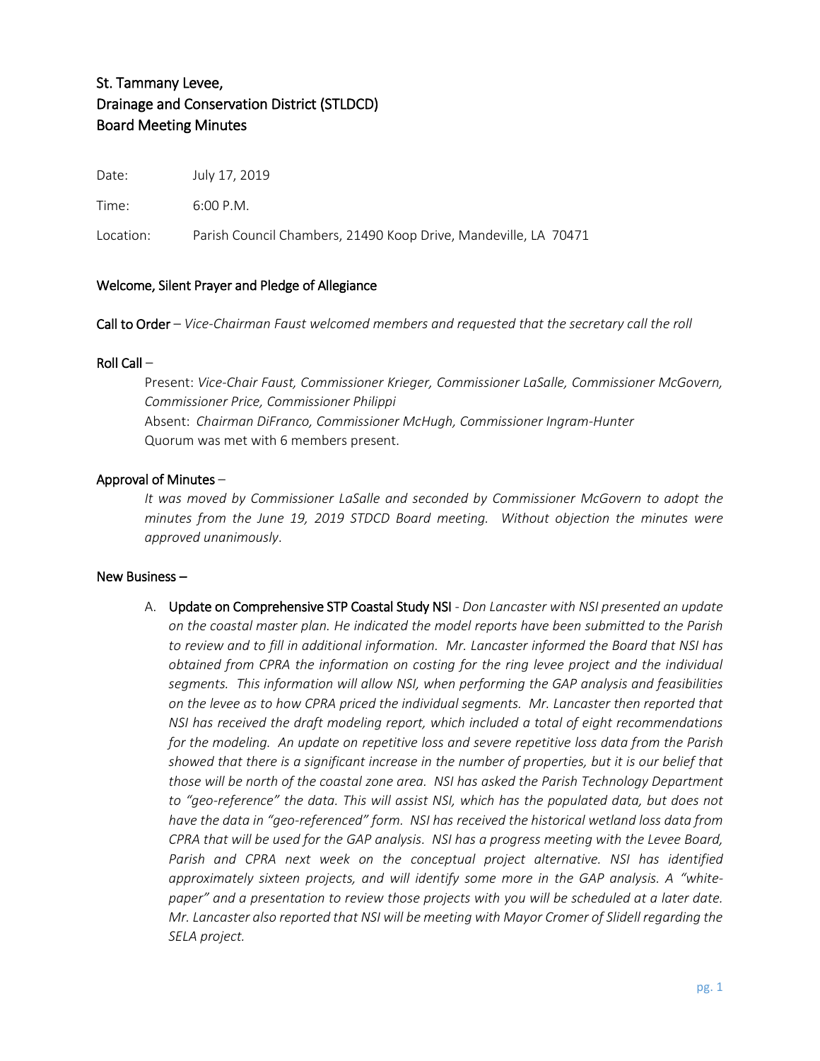# St. Tammany Levee, Drainage and Conservation District (STLDCD) Board Meeting Minutes

Date: July 17, 2019

Time: 6:00 P.M.

Location: Parish Council Chambers, 21490 Koop Drive, Mandeville, LA 70471

## Welcome, Silent Prayer and Pledge of Allegiance

**Call to Order** – *Vice-Chairman Faust welcomed members and requested that the secretary call the roll*

**Roll Call** –

Present: *Vice-Chair Faust, Commissioner Krieger, Commissioner LaSalle, Commissioner McGovern, Commissioner Price, Commissioner Philippi*

Absent: *Chairman DiFranco, Commissioner McHugh, Commissioner Ingram-Hunter*

Quorum was met with 6 members present.

**Approval of Minutes** –

*It was moved by Commissioner LaSalle and seconded by Commissioner McGovern to adopt the minutes from the June 19, 2019 STDCD Board meeting. Without objection the minutes were approved unanimously*.

**New Business –**

A. **Update on Comprehensive STP Coastal Study NSI** - *Don Lancaster with NSI presented an update on the coastal master plan. He indicated the model reports have been submitted to the Parish to review and to fill in additional information. Mr. Lancaster informed the Board that NSI has obtained from CPRA the information on costing for the ring levee project and the individual segments. This information will allow NSI, when performing the GAP analysis and feasibilities on the levee as to how CPRA priced the individual segments. Mr. Lancaster then reported that NSI has received the draft modeling report, which included a total of eight recommendations for the modeling. An update on repetitive loss and severe repetitive loss data from the Parish showed that there is a significant increase in the number of properties, but it is our belief that those will be north of the coastal zone area. NSI has asked the Parish Technology Department to "geo-reference" the data. This will assist NSI, which has the populated data, but does not have the data in "geo-referenced" form. NSI has received the historical wetland loss data from CPRA that will be used for the GAP analysis. NSI has a progress meeting with the Levee Board, Parish and CPRA next week on the conceptual project alternative. NSI has identified approximately sixteen projects, and will identify some more in the GAP analysis. A "white-paper" and a presentation to review those projects with you will be scheduled at a later date. Mr. Lancaster also reported that NSI will be meeting with Mayor Cromer of Slidell regarding the SELA project.*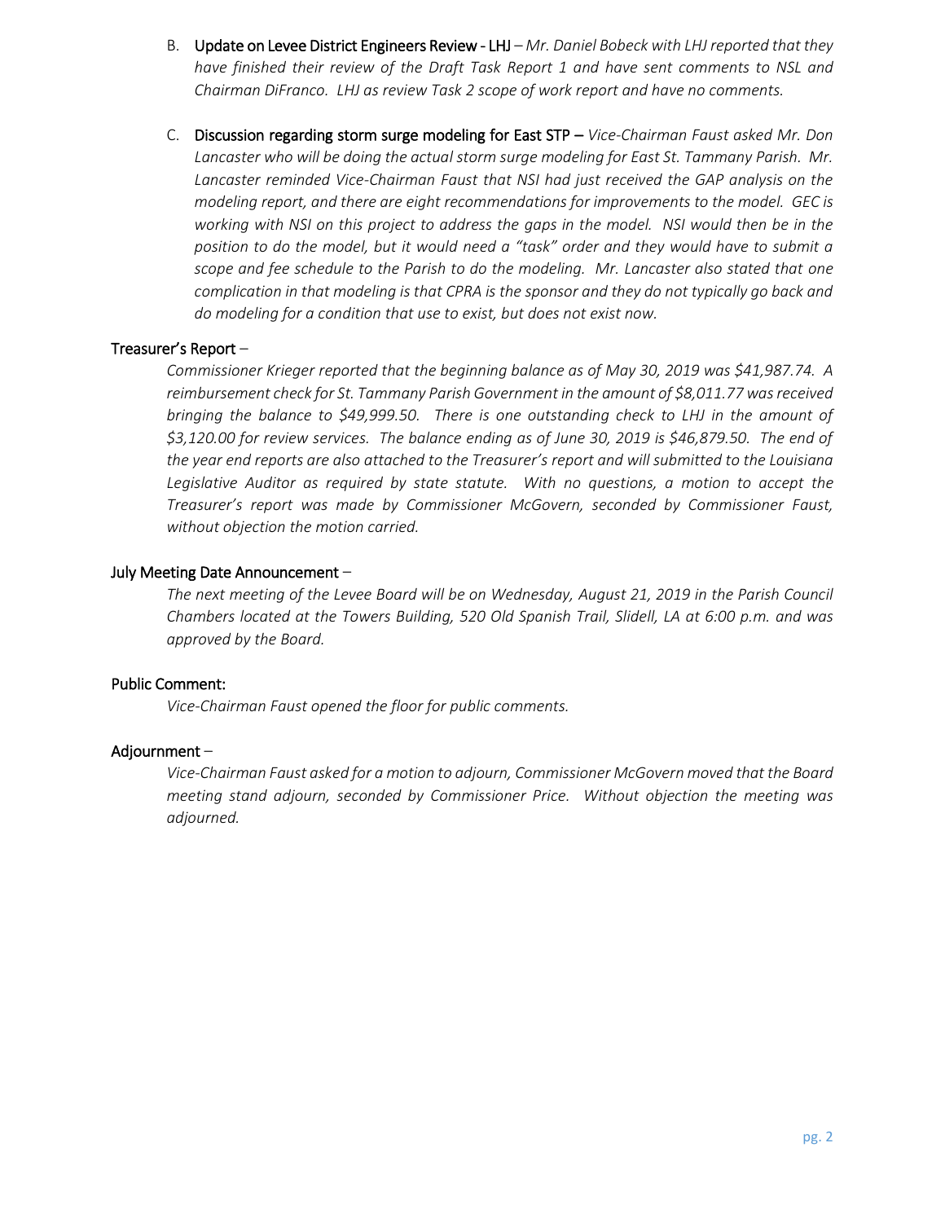B. **Update on Levee District Engineers Review - LHJ** – *Mr. Daniel Bobeck with LHJ reported that they have finished their review of the Draft Task Report 1 and have sent comments to NSL and Chairman DiFranco. LHJ as review Task 2 scope of work report and have no comments.*

C. **Discussion regarding storm surge modeling for East STP** – *Vice-Chairman Faust asked Mr. Don Lancaster who will be doing the actual storm surge modeling for East St. Tammany Parish. Mr. Lancaster reminded Vice-Chairman Faust that NSI had just received the GAP analysis on the modeling report, and there are eight recommendations for improvements to the model. GEC is working with NSI on this project to address the gaps in the model. NSI would then be in the position to do the model, but it would need a "task" order and they would have to submit a scope and fee schedule to the Parish to do the modeling. Mr. Lancaster also stated that one complication in that modeling is that CPRA is the sponsor and they do not typically go back and do modeling for a condition that use to exist, but does not exist now.*

## Treasurer's Report –

*Commissioner Krieger reported that the beginning balance as of May 30, 2019 was $41,987.74. A reimbursement check for St. Tammany Parish Government in the amount of $8,011.77 was received bringing the balance to $49,999.50. There is one outstanding check to LHJ in the amount of $3,120.00 for review services. The balance ending as of June 30, 2019 is $46,879.50. The end of the year end reports are also attached to the Treasurer's report and will submitted to the Louisiana Legislative Auditor as required by state statute. With no questions, a motion to accept the Treasurer's report was made by Commissioner McGovern, seconded by Commissioner Faust, without objection the motion carried.*

## July Meeting Date Announcement –

*The next meeting of the Levee Board will be on Wednesday, August 21, 2019 in the Parish Council Chambers located at the Towers Building, 520 Old Spanish Trail, Slidell, LA at 6:00 p.m. and was approved by the Board.*

## Public Comment:

*Vice-Chairman Faust opened the floor for public comments.*

## Adjournment –

*Vice-Chairman Faust asked for a motion to adjourn, Commissioner McGovern moved that the Board meeting stand adjourn, seconded by Commissioner Price. Without objection the meeting was adjourned.*